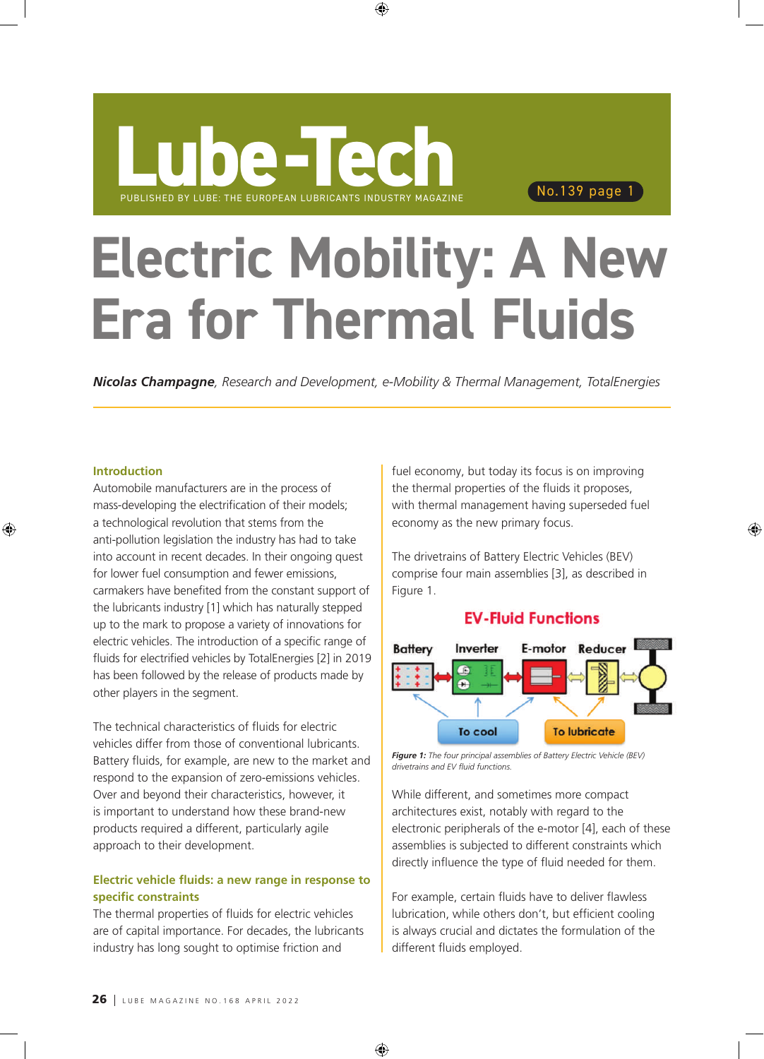# Lube-Tech

PUBLISHED BY LUBE: THE EUROPEAN LUBRICANTS INDUSTRY MAGAZINE

No.139 page 1

# Electric Mobility: A New Era for Thermal Fluids

***Nicolas Champagne**, Research and Development, e-Mobility & Thermal Management, TotalEnergies*

## Introduction

Automobile manufacturers are in the process of mass-developing the electrification of their models; a technological revolution that stems from the anti-pollution legislation the industry has had to take into account in recent decades. In their ongoing quest for lower fuel consumption and fewer emissions, carmakers have benefited from the constant support of the lubricants industry [1] which has naturally stepped up to the mark to propose a variety of innovations for electric vehicles. The introduction of a specific range of fluids for electrified vehicles by TotalEnergies [2] in 2019 has been followed by the release of products made by other players in the segment.

The technical characteristics of fluids for electric vehicles differ from those of conventional lubricants. Battery fluids, for example, are new to the market and respond to the expansion of zero-emissions vehicles. Over and beyond their characteristics, however, it is important to understand how these brand-new products required a different, particularly agile approach to their development.

## Electric vehicle fluids: a new range in response to specific constraints

The thermal properties of fluids for electric vehicles are of capital importance. For decades, the lubricants industry has long sought to optimise friction and fuel economy, but today its focus is on improving the thermal properties of the fluids it proposes, with thermal management having superseded fuel economy as the new primary focus.

The drivetrains of Battery Electric Vehicles (BEV) comprise four main assemblies [3], as described in Figure 1.

EV-Fluid Functions

Battery

Inverter

E-motor

Reducer

To cool

To lubricate

*Figure 1: The four principal assemblies of Battery Electric Vehicle (BEV) drivetrains and EV fluid functions.*

While different, and sometimes more compact architectures exist, notably with regard to the electronic peripherals of the e-motor [4], each of these assemblies is subjected to different constraints which directly influence the type of fluid needed for them.

For example, certain fluids have to deliver flawless lubrication, while others don't, but efficient cooling is always crucial and dictates the formulation of the different fluids employed.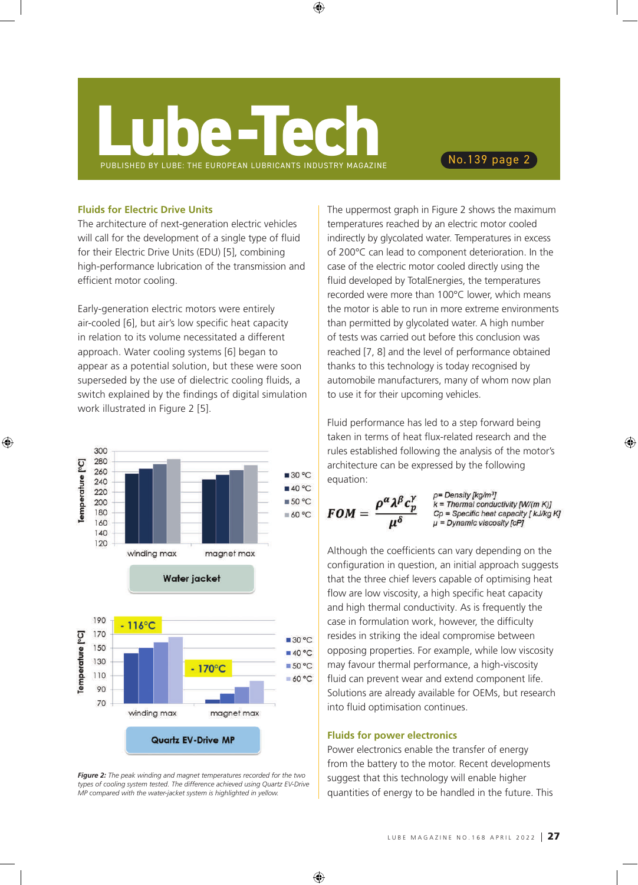## Fluids for Electric Drive Units

The architecture of next-generation electric vehicles will call for the development of a single type of fluid for their Electric Drive Units (EDU) [5], combining high-performance lubrication of the transmission and efficient motor cooling.

Early-generation electric motors were entirely air-cooled [6], but air's low specific heat capacity in relation to its volume necessitated a different approach. Water cooling systems [6] began to appear as a potential solution, but these were soon superseded by the use of dielectric cooling fluids, a switch explained by the findings of digital simulation work illustrated in Figure 2 [5].

Temperature [°C]
300
280
260
240
220
200
180
160
140
120
winding max
magnet max
30 °C
40 °C
50 °C
60 °C
Water jacket

Temperature [°C]
190
170
150
130
110
90
70
- 116°C
- 170°C
winding max
magnet max
30 °C
40 °C
50 °C
60 °C
Quartz EV-Drive MP

*Figure 2: The peak winding and magnet temperatures recorded for the two types of cooling system tested. The difference achieved using Quartz EV-Drive MP compared with the water-jacket system is highlighted in yellow.*

The uppermost graph in Figure 2 shows the maximum temperatures reached by an electric motor cooled indirectly by glycolated water. Temperatures in excess of 200°C can lead to component deterioration. In the case of the electric motor cooled directly using the fluid developed by TotalEnergies, the temperatures recorded were more than 100°C lower, which means the motor is able to run in more extreme environments than permitted by glycolated water. A high number of tests was carried out before this conclusion was reached [7, 8] and the level of performance obtained thanks to this technology is today recognised by automobile manufacturers, many of whom now plan to use it for their upcoming vehicles.

Fluid performance has led to a step forward being taken in terms of heat flux-related research and the rules established following the analysis of the motor's architecture can be expressed by the following equation:

$$FOM = \frac{\rho^{\alpha} \lambda^{\beta} c_p^{\gamma}}{\mu^{\delta}}$$

*ρ = Density [kg/m³]*
*k = Thermal conductivity [W/(m K)]*
*Cp = Specific heat capacity [ kJ/kg K]*
*μ = Dynamic viscosity [cP]*

Although the coefficients can vary depending on the configuration in question, an initial approach suggests that the three chief levers capable of optimising heat flow are low viscosity, a high specific heat capacity and high thermal conductivity. As is frequently the case in formulation work, however, the difficulty resides in striking the ideal compromise between opposing properties. For example, while low viscosity may favour thermal performance, a high-viscosity fluid can prevent wear and extend component life. Solutions are already available for OEMs, but research into fluid optimisation continues.

## Fluids for power electronics

Power electronics enable the transfer of energy from the battery to the motor. Recent developments suggest that this technology will enable higher quantities of energy to be handled in the future. This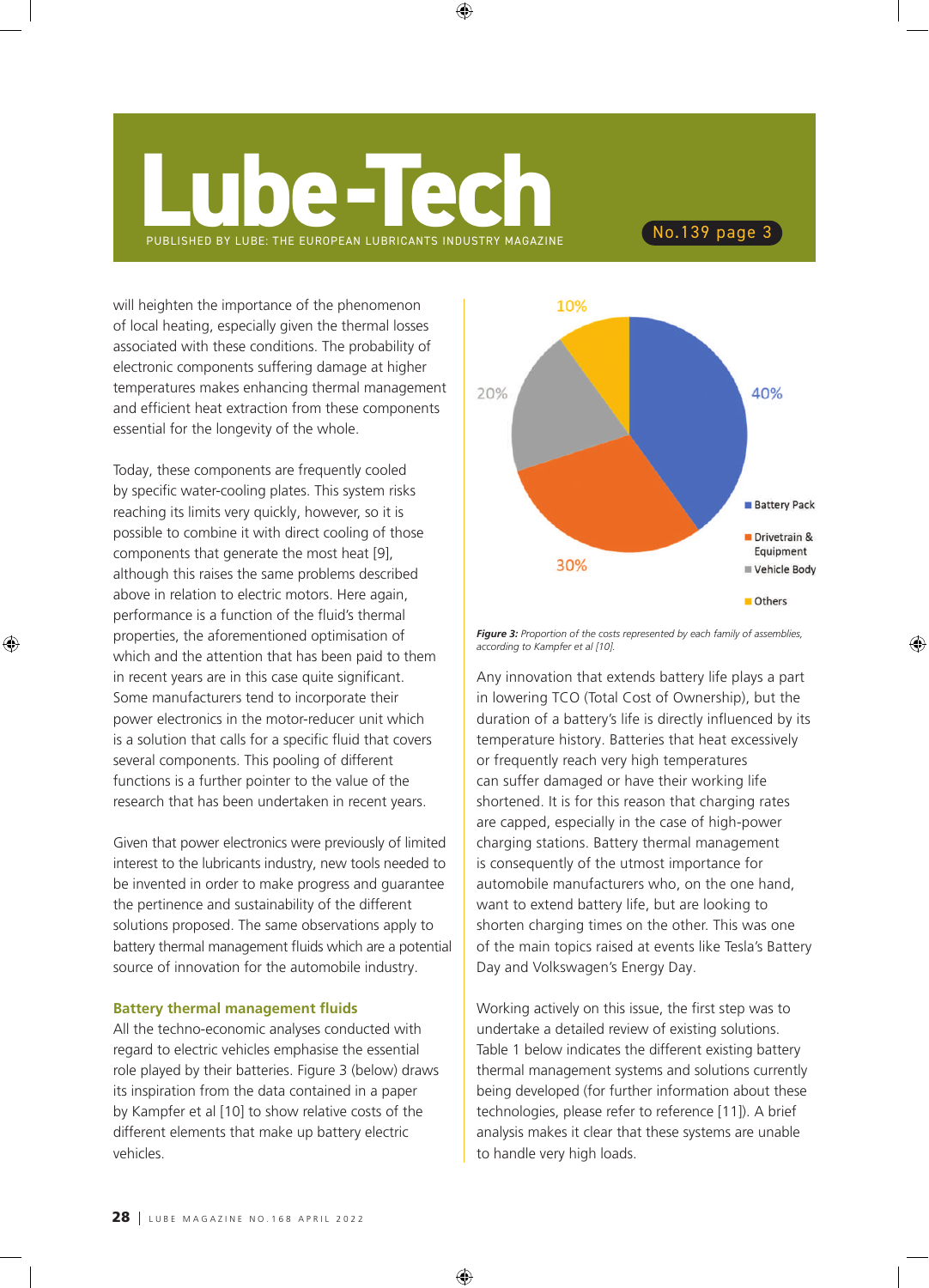will heighten the importance of the phenomenon of local heating, especially given the thermal losses associated with these conditions. The probability of electronic components suffering damage at higher temperatures makes enhancing thermal management and efficient heat extraction from these components essential for the longevity of the whole.

Today, these components are frequently cooled by specific water-cooling plates. This system risks reaching its limits very quickly, however, so it is possible to combine it with direct cooling of those components that generate the most heat [9], although this raises the same problems described above in relation to electric motors. Here again, performance is a function of the fluid's thermal properties, the aforementioned optimisation of which and the attention that has been paid to them in recent years are in this case quite significant. Some manufacturers tend to incorporate their power electronics in the motor-reducer unit which is a solution that calls for a specific fluid that covers several components. This pooling of different functions is a further pointer to the value of the research that has been undertaken in recent years.

Given that power electronics were previously of limited interest to the lubricants industry, new tools needed to be invented in order to make progress and guarantee the pertinence and sustainability of the different solutions proposed. The same observations apply to battery thermal management fluids which are a potential source of innovation for the automobile industry.

### Battery thermal management fluids

All the techno-economic analyses conducted with regard to electric vehicles emphasise the essential role played by their batteries. Figure 3 (below) draws its inspiration from the data contained in a paper by Kampfer et al [10] to show relative costs of the different elements that make up battery electric vehicles.

10%
20%
40%
30%
Battery Pack
Drivetrain & Equipment
Vehicle Body
Others

***Figure 3:*** *Proportion of the costs represented by each family of assemblies, according to Kampfer et al [10].*

Any innovation that extends battery life plays a part in lowering TCO (Total Cost of Ownership), but the duration of a battery's life is directly influenced by its temperature history. Batteries that heat excessively or frequently reach very high temperatures can suffer damaged or have their working life shortened. It is for this reason that charging rates are capped, especially in the case of high-power charging stations. Battery thermal management is consequently of the utmost importance for automobile manufacturers who, on the one hand, want to extend battery life, but are looking to shorten charging times on the other. This was one of the main topics raised at events like Tesla's Battery Day and Volkswagen's Energy Day.

Working actively on this issue, the first step was to undertake a detailed review of existing solutions. Table 1 below indicates the different existing battery thermal management systems and solutions currently being developed (for further information about these technologies, please refer to reference [11]). A brief analysis makes it clear that these systems are unable to handle very high loads.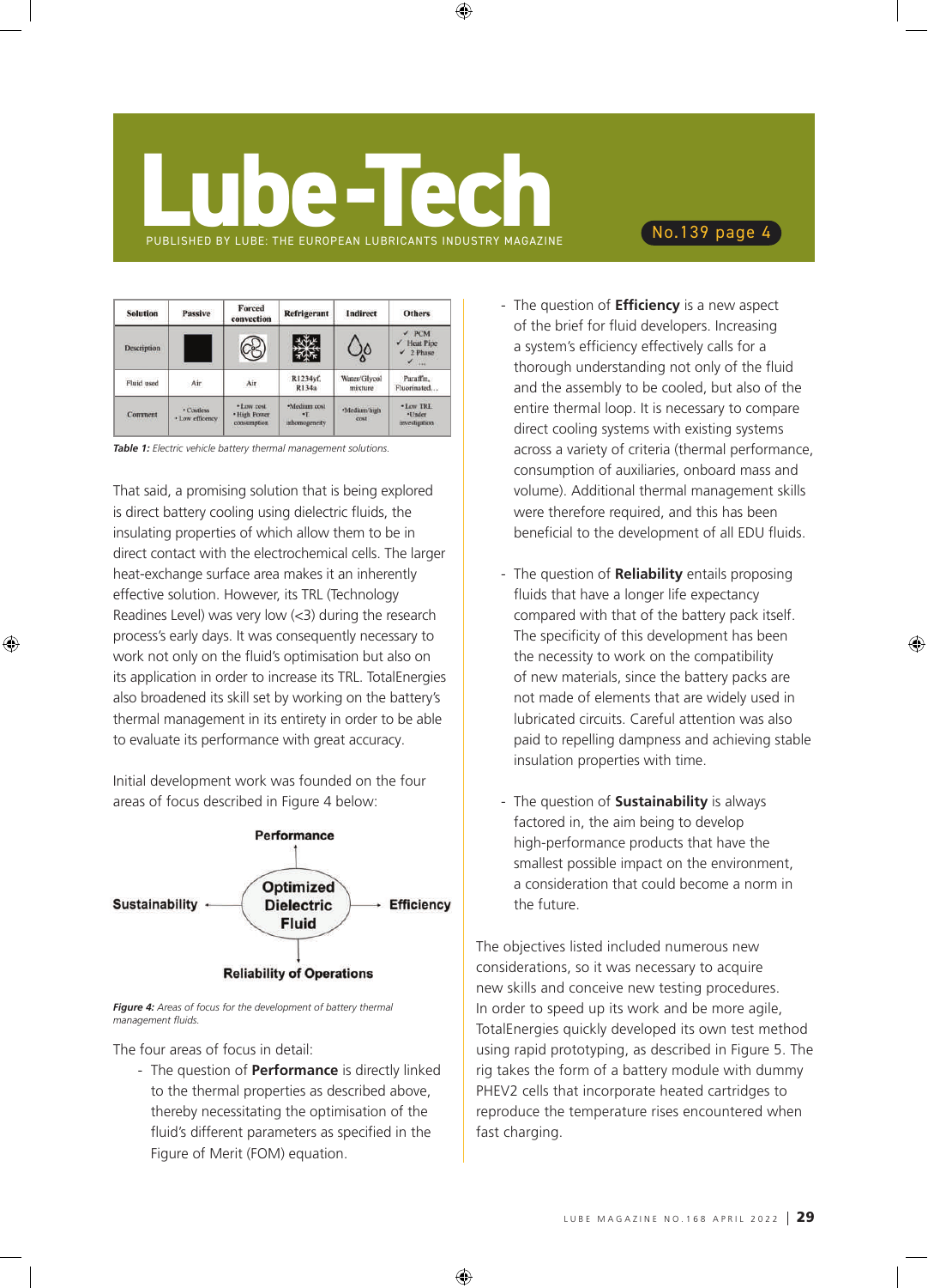| Solution | Passive | Forced convection | Refrigerant | Indirect | Others |
|---|---|---|---|---|---|
| Description | | | | | ✓ PCM ✓ Heat Pipe ✓ 2 Phase ✓ ... |
| Fluid used | Air | Air | R1234yf, R134a | Water/Glycol mixture | Paraffin, Fluorinated... |
| Comment | • Costless • Low efficiency | • Low cost • High Power consumption | •Medium cost •T inhomogeneity | •Medium/high cost | • Low TRL •Under investigation |

*Table 1: Electric vehicle battery thermal management solutions.*

That said, a promising solution that is being explored is direct battery cooling using dielectric fluids, the insulating properties of which allow them to be in direct contact with the electrochemical cells. The larger heat-exchange surface area makes it an inherently effective solution. However, its TRL (Technology Readines Level) was very low (<3) during the research process's early days. It was consequently necessary to work not only on the fluid's optimisation but also on its application in order to increase its TRL. TotalEnergies also broadened its skill set by working on the battery's thermal management in its entirety in order to be able to evaluate its performance with great accuracy.

Initial development work was founded on the four areas of focus described in Figure 4 below:

Performance

Sustainability

Optimized Dielectric Fluid

Efficiency

Reliability of Operations

***Figure 4:** Areas of focus for the development of battery thermal management fluids.*

The four areas of focus in detail:

- The question of **Performance** is directly linked to the thermal properties as described above, thereby necessitating the optimisation of the fluid's different parameters as specified in the Figure of Merit (FOM) equation.
- The question of **Efficiency** is a new aspect of the brief for fluid developers. Increasing a system's efficiency effectively calls for a thorough understanding not only of the fluid and the assembly to be cooled, but also of the entire thermal loop. It is necessary to compare direct cooling systems with existing systems across a variety of criteria (thermal performance, consumption of auxiliaries, onboard mass and volume). Additional thermal management skills were therefore required, and this has been beneficial to the development of all EDU fluids.
- The question of **Reliability** entails proposing fluids that have a longer life expectancy compared with that of the battery pack itself. The specificity of this development has been the necessity to work on the compatibility of new materials, since the battery packs are not made of elements that are widely used in lubricated circuits. Careful attention was also paid to repelling dampness and achieving stable insulation properties with time.
- The question of **Sustainability** is always factored in, the aim being to develop high-performance products that have the smallest possible impact on the environment, a consideration that could become a norm in the future.

The objectives listed included numerous new considerations, so it was necessary to acquire new skills and conceive new testing procedures. In order to speed up its work and be more agile, TotalEnergies quickly developed its own test method using rapid prototyping, as described in Figure 5. The rig takes the form of a battery module with dummy PHEV2 cells that incorporate heated cartridges to reproduce the temperature rises encountered when fast charging.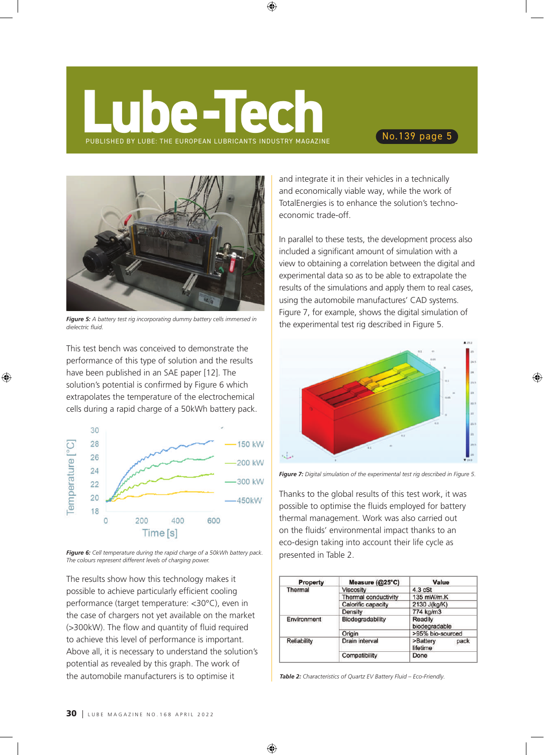Figure 5: A battery test rig incorporating dummy battery cells immersed in dielectric fluid.

This test bench was conceived to demonstrate the performance of this type of solution and the results have been published in an SAE paper [12]. The solution's potential is confirmed by Figure 6 which extrapolates the temperature of the electrochemical cells during a rapid charge of a 50kWh battery pack.

Temperature [°C]
30
28
26
24
22
20
18
0
200
400
600
Time [s]
150 kW
200 kW
300 kW
450kW

Figure 6: Cell temperature during the rapid charge of a 50kWh battery pack. The colours represent different levels of charging power.

The results show how this technology makes it possible to achieve particularly efficient cooling performance (target temperature: <30°C), even in the case of chargers not yet available on the market (>300kW). The flow and quantity of fluid required to achieve this level of performance is important. Above all, it is necessary to understand the solution's potential as revealed by this graph. The work of the automobile manufacturers is to optimise it and integrate it in their vehicles in a technically and economically viable way, while the work of TotalEnergies is to enhance the solution's techno-economic trade-off.

In parallel to these tests, the development process also included a significant amount of simulation with a view to obtaining a correlation between the digital and experimental data so as to be able to extrapolate the results of the simulations and apply them to real cases, using the automobile manufacturers' CAD systems. Figure 7, for example, shows the digital simulation of the experimental test rig described in Figure 5.

Figure 7: Digital simulation of the experimental test rig described in Figure 5.

Thanks to the global results of this test work, it was possible to optimise the fluids employed for battery thermal management. Work was also carried out on the fluids' environmental impact thanks to an eco-design taking into account their life cycle as presented in Table 2.

| Property | Measure (@25°C) | Value |
|---|---|---|
| Thermal | Viscosity | 4.3 cSt |
| | Thermal conductivity | 135 mW/m.K |
| | Calorific capacity | 2130 J(kg/K) |
| | Density | 774 kg/m3 |
| Environment | Biodegradability | Readily biodegradable |
| | Origin | >95% bio-sourced |
| Reliability | Drain interval | >Battery pack lifetime |
| | Compatibility | Done |

Table 2: Characteristics of Quartz EV Battery Fluid – Eco-Friendly.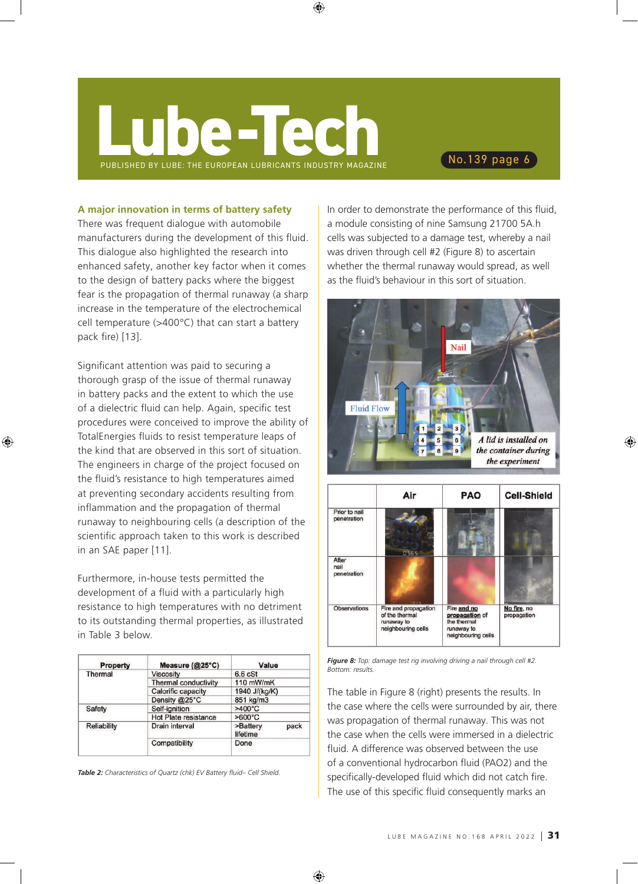## A major innovation in terms of battery safety

There was frequent dialogue with automobile manufacturers during the development of this fluid. This dialogue also highlighted the research into enhanced safety, another key factor when it comes to the design of battery packs where the biggest fear is the propagation of thermal runaway (a sharp increase in the temperature of the electrochemical cell temperature (>400°C) that can start a battery pack fire) [13].

Significant attention was paid to securing a thorough grasp of the issue of thermal runaway in battery packs and the extent to which the use of a dielectric fluid can help. Again, specific test procedures were conceived to improve the ability of TotalEnergies fluids to resist temperature leaps of the kind that are observed in this sort of situation. The engineers in charge of the project focused on the fluid's resistance to high temperatures aimed at preventing secondary accidents resulting from inflammation and the propagation of thermal runaway to neighbouring cells (a description of the scientific approach taken to this work is described in an SAE paper [11].

Furthermore, in-house tests permitted the development of a fluid with a particularly high resistance to high temperatures with no detriment to its outstanding thermal properties, as illustrated in Table 3 below.

| Property | Measure (@25°C) | Value |
|---|---|---|
| Thermal | Viscosity | 6.6 cSt |
| | Thermal conductivity | 110 mW/mK |
| | Calorific capacity | 1940 J/(kg/K) |
| | Density @25°C | 851 kg/m3 |
| Safety | Self-ignition | >400°C |
| | Hot Plate resistance | >600°C |
| Reliability | Drain interval | >Battery pack lifetime |
| | Compatibility | Done |

*Table 2: Characteristics of Quartz (chk) EV Battery fluid– Cell Shield.*

In order to demonstrate the performance of this fluid, a module consisting of nine Samsung 21700 5A.h cells was subjected to a damage test, whereby a nail was driven through cell #2 (Figure 8) to ascertain whether the thermal runaway would spread, as well as the fluid's behaviour in this sort of situation.

Nail

Fluid Flow

A lid is installed on the container during the experiment

| | Air | PAO | Cell-Shield |
|---|---|---|---|
| Prior to nail penetration | | | |
| After nail penetration | | | |
| Observations | Fire and propagation of the thermal runaway to neighbouring cells | Fire **and no propagation** of the thermal runaway to neighbouring cells | **No fire**, no propagation |

*Figure 8: Top: damage test rig involving driving a nail through cell #2. Bottom: results.*

The table in Figure 8 (right) presents the results. In the case where the cells were surrounded by air, there was propagation of thermal runaway. This was not the case when the cells were immersed in a dielectric fluid. A difference was observed between the use of a conventional hydrocarbon fluid (PAO2) and the specifically-developed fluid which did not catch fire. The use of this specific fluid consequently marks an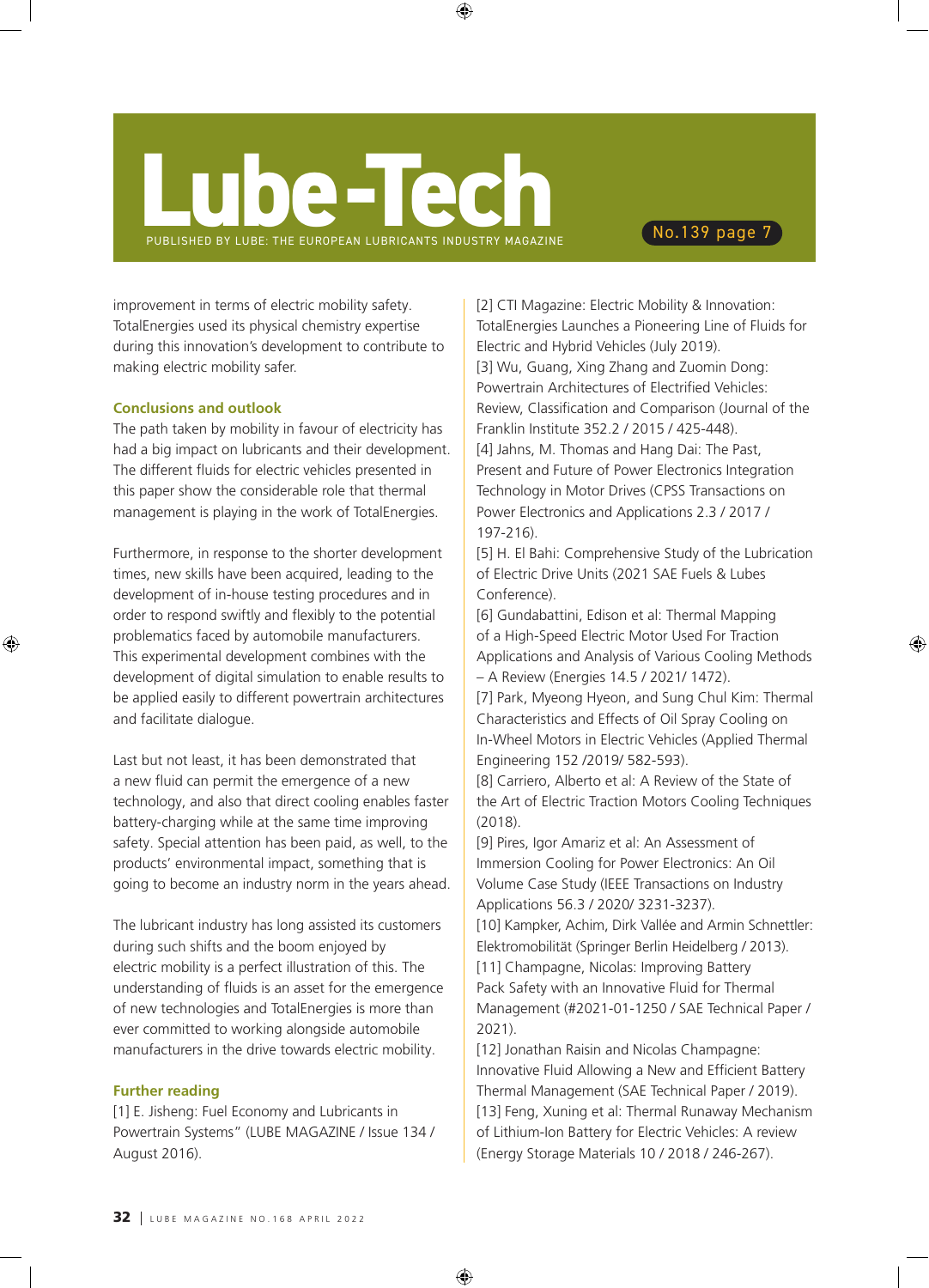improvement in terms of electric mobility safety. TotalEnergies used its physical chemistry expertise during this innovation's development to contribute to making electric mobility safer.

### Conclusions and outlook

The path taken by mobility in favour of electricity has had a big impact on lubricants and their development. The different fluids for electric vehicles presented in this paper show the considerable role that thermal management is playing in the work of TotalEnergies.

Furthermore, in response to the shorter development times, new skills have been acquired, leading to the development of in-house testing procedures and in order to respond swiftly and flexibly to the potential problematics faced by automobile manufacturers. This experimental development combines with the development of digital simulation to enable results to be applied easily to different powertrain architectures and facilitate dialogue.

Last but not least, it has been demonstrated that a new fluid can permit the emergence of a new technology, and also that direct cooling enables faster battery-charging while at the same time improving safety. Special attention has been paid, as well, to the products' environmental impact, something that is going to become an industry norm in the years ahead.

The lubricant industry has long assisted its customers during such shifts and the boom enjoyed by electric mobility is a perfect illustration of this. The understanding of fluids is an asset for the emergence of new technologies and TotalEnergies is more than ever committed to working alongside automobile manufacturers in the drive towards electric mobility.

### Further reading

[1] E. Jisheng: Fuel Economy and Lubricants in Powertrain Systems" (LUBE MAGAZINE / Issue 134 / August 2016).

[2] CTI Magazine: Electric Mobility & Innovation: TotalEnergies Launches a Pioneering Line of Fluids for Electric and Hybrid Vehicles (July 2019).

[3] Wu, Guang, Xing Zhang and Zuomin Dong: Powertrain Architectures of Electrified Vehicles: Review, Classification and Comparison (Journal of the Franklin Institute 352.2 / 2015 / 425-448).

[4] Jahns, M. Thomas and Hang Dai: The Past, Present and Future of Power Electronics Integration Technology in Motor Drives (CPSS Transactions on Power Electronics and Applications 2.3 / 2017 / 197-216).

[5] H. El Bahi: Comprehensive Study of the Lubrication of Electric Drive Units (2021 SAE Fuels & Lubes Conference).

[6] Gundabattini, Edison et al: Thermal Mapping of a High-Speed Electric Motor Used For Traction Applications and Analysis of Various Cooling Methods – A Review (Energies 14.5 / 2021/ 1472).

[7] Park, Myeong Hyeon, and Sung Chul Kim: Thermal Characteristics and Effects of Oil Spray Cooling on In-Wheel Motors in Electric Vehicles (Applied Thermal Engineering 152 /2019/ 582-593).

[8] Carriero, Alberto et al: A Review of the State of the Art of Electric Traction Motors Cooling Techniques (2018).

[9] Pires, Igor Amariz et al: An Assessment of Immersion Cooling for Power Electronics: An Oil Volume Case Study (IEEE Transactions on Industry Applications 56.3 / 2020/ 3231-3237).

[10] Kampker, Achim, Dirk Vallée and Armin Schnettler: Elektromobilität (Springer Berlin Heidelberg / 2013).

[11] Champagne, Nicolas: Improving Battery Pack Safety with an Innovative Fluid for Thermal Management (#2021-01-1250 / SAE Technical Paper / 2021).

[12] Jonathan Raisin and Nicolas Champagne: Innovative Fluid Allowing a New and Efficient Battery Thermal Management (SAE Technical Paper / 2019).

[13] Feng, Xuning et al: Thermal Runaway Mechanism of Lithium-Ion Battery for Electric Vehicles: A review (Energy Storage Materials 10 / 2018 / 246-267).